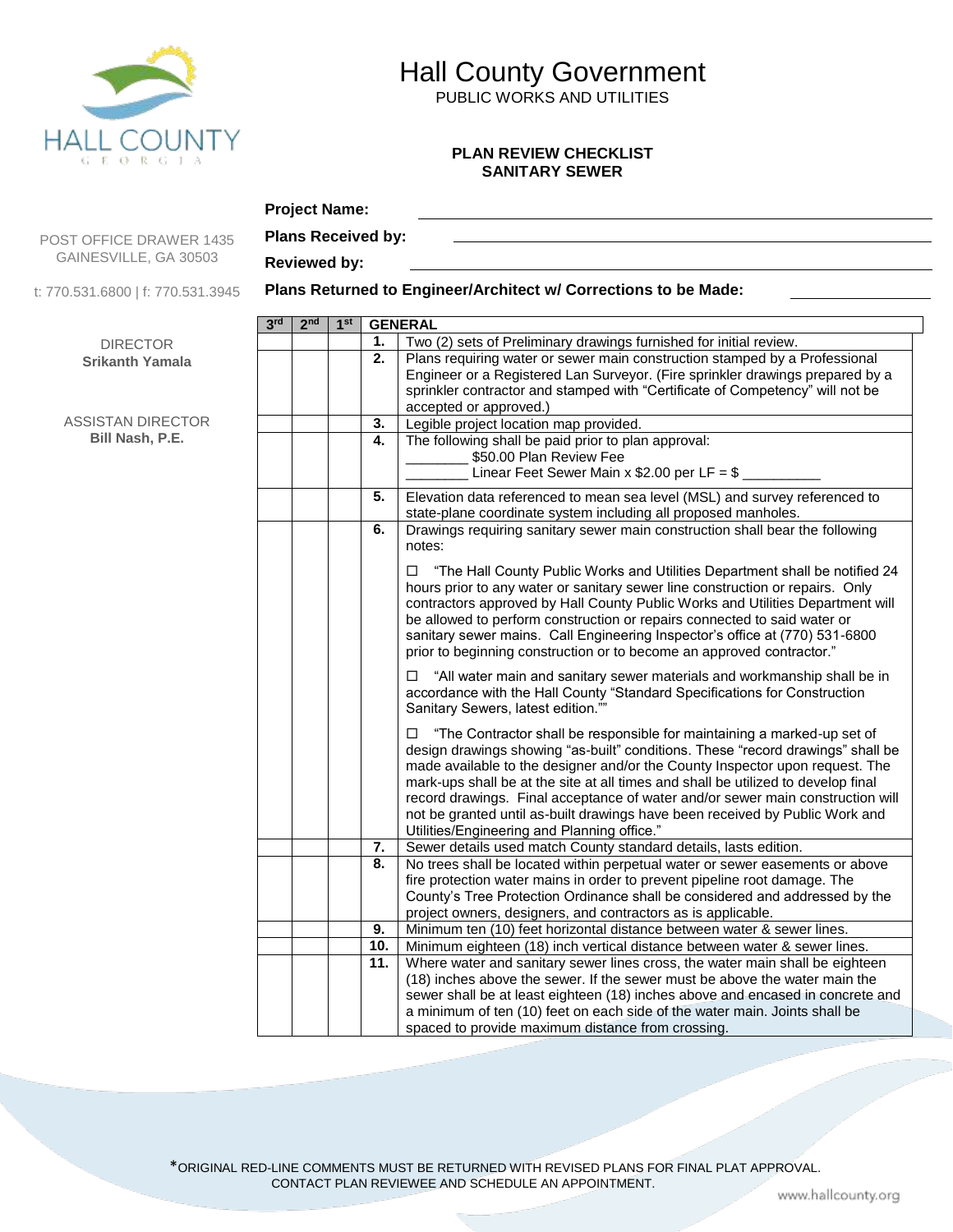# Hall County Government

PUBLIC WORKS AND UTILITIES

## PLAN REVIEW CHECKLIST
## SANITARY SEWER

POST OFFICE DRAWER 1435
GAINESVILLE, GA 30503

t: 770.531.6800 | f: 770.531.3945

DIRECTOR
**Srikanth Yamala**

ASSISTAN DIRECTOR
**Bill Nash, P.E.**

**Project Name:** ______________________

**Plans Received by:** ______________________

**Reviewed by:** ______________________

**Plans Returned to Engineer/Architect w/ Corrections to be Made:** ____________

| 3rd | 2nd | 1st | | GENERAL |
|---|---|---|---|---|
| | | | 1. | Two (2) sets of Preliminary drawings furnished for initial review. |
| | | | 2. | Plans requiring water or sewer main construction stamped by a Professional Engineer or a Registered Lan Surveyor. (Fire sprinkler drawings prepared by a sprinkler contractor and stamped with "Certificate of Competency" will not be accepted or approved.) |
| | | | 3. | Legible project location map provided. |
| | | | 4. | The following shall be paid prior to plan approval:<br>________ $50.00 Plan Review Fee<br>________ Linear Feet Sewer Main x $2.00 per LF = $ __________ |
| | | | 5. | Elevation data referenced to mean sea level (MSL) and survey referenced to state-plane coordinate system including all proposed manholes. |
| | | | 6. | Drawings requiring sanitary sewer main construction shall bear the following notes:<br><br>☐ "The Hall County Public Works and Utilities Department shall be notified 24 hours prior to any water or sanitary sewer line construction or repairs. Only contractors approved by Hall County Public Works and Utilities Department will be allowed to perform construction or repairs connected to said water or sanitary sewer mains. Call Engineering Inspector's office at (770) 531-6800 prior to beginning construction or to become an approved contractor."<br><br>☐ "All water main and sanitary sewer materials and workmanship shall be in accordance with the Hall County "Standard Specifications for Construction Sanitary Sewers, latest edition.""<br><br>☐ "The Contractor shall be responsible for maintaining a marked-up set of design drawings showing "as-built" conditions. These "record drawings" shall be made available to the designer and/or the County Inspector upon request. The mark-ups shall be at the site at all times and shall be utilized to develop final record drawings. Final acceptance of water and/or sewer main construction will not be granted until as-built drawings have been received by Public Work and Utilities/Engineering and Planning office." |
| | | | 7. | Sewer details used match County standard details, lasts edition. |
| | | | 8. | No trees shall be located within perpetual water or sewer easements or above fire protection water mains in order to prevent pipeline root damage. The County's Tree Protection Ordinance shall be considered and addressed by the project owners, designers, and contractors as is applicable. |
| | | | 9. | Minimum ten (10) feet horizontal distance between water & sewer lines. |
| | | | 10. | Minimum eighteen (18) inch vertical distance between water & sewer lines. |
| | | | 11. | Where water and sanitary sewer lines cross, the water main shall be eighteen (18) inches above the sewer. If the sewer must be above the water main the sewer shall be at least eighteen (18) inches above and encased in concrete and a minimum of ten (10) feet on each side of the water main. Joints shall be spaced to provide maximum distance from crossing. |

*ORIGINAL RED-LINE COMMENTS MUST BE RETURNED WITH REVISED PLANS FOR FINAL PLAT APPROVAL. CONTACT PLAN REVIEWEE AND SCHEDULE AN APPOINTMENT.

www.hallcounty.org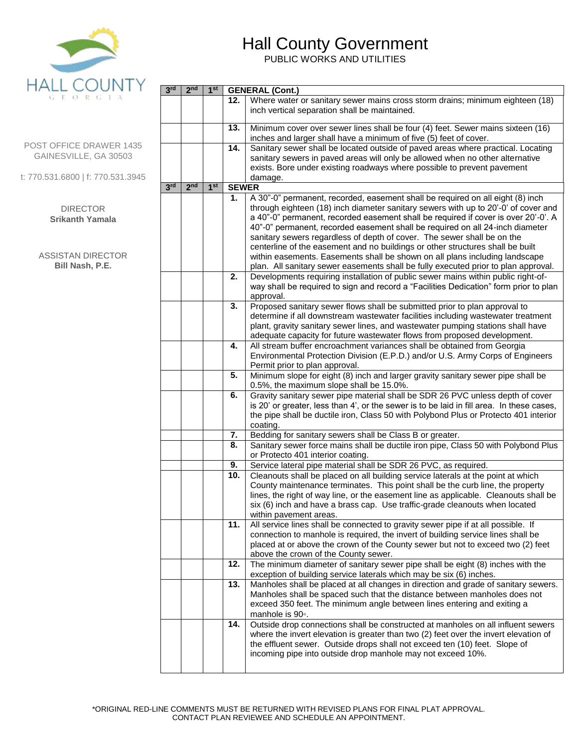# Hall County Government

PUBLIC WORKS AND UTILITIES

HALL COUNTY
GEORGIA

POST OFFICE DRAWER 1435
GAINESVILLE, GA 30503

t: 770.531.6800 | f: 770.531.3945

DIRECTOR
**Srikanth Yamala**

ASSISTAN DIRECTOR
**Bill Nash, P.E.**

| 3rd | 2nd | 1st | | GENERAL (Cont.) |
|---|---|---|---|---|
| | | | 12. | Where water or sanitary sewer mains cross storm drains; minimum eighteen (18) inch vertical separation shall be maintained. |
| | | | 13. | Minimum cover over sewer lines shall be four (4) feet. Sewer mains sixteen (16) inches and larger shall have a minimum of five (5) feet of cover. |
| | | | 14. | Sanitary sewer shall be located outside of paved areas where practical. Locating sanitary sewers in paved areas will only be allowed when no other alternative exists. Bore under existing roadways where possible to prevent pavement damage. |
| **3rd** | **2nd** | **1st** | | **SEWER** |
| | | | 1. | A 30"-0" permanent, recorded, easement shall be required on all eight (8) inch through eighteen (18) inch diameter sanitary sewers with up to 20'-0' of cover and a 40"-0" permanent, recorded easement shall be required if cover is over 20'-0'. A 40"-0" permanent, recorded easement shall be required on all 24-inch diameter sanitary sewers regardless of depth of cover. The sewer shall be on the centerline of the easement and no buildings or other structures shall be built within easements. Easements shall be shown on all plans including landscape plan. All sanitary sewer easements shall be fully executed prior to plan approval. |
| | | | 2. | Developments requiring installation of public sewer mains within public right-of-way shall be required to sign and record a "Facilities Dedication" form prior to plan approval. |
| | | | 3. | Proposed sanitary sewer flows shall be submitted prior to plan approval to determine if all downstream wastewater facilities including wastewater treatment plant, gravity sanitary sewer lines, and wastewater pumping stations shall have adequate capacity for future wastewater flows from proposed development. |
| | | | 4. | All stream buffer encroachment variances shall be obtained from Georgia Environmental Protection Division (E.P.D.) and/or U.S. Army Corps of Engineers Permit prior to plan approval. |
| | | | 5. | Minimum slope for eight (8) inch and larger gravity sanitary sewer pipe shall be 0.5%, the maximum slope shall be 15.0%. |
| | | | 6. | Gravity sanitary sewer pipe material shall be SDR 26 PVC unless depth of cover is 20' or greater, less than 4', or the sewer is to be laid in fill area. In these cases, the pipe shall be ductile iron, Class 50 with Polybond Plus or Protecto 401 interior coating. |
| | | | 7. | Bedding for sanitary sewers shall be Class B or greater. |
| | | | 8. | Sanitary sewer force mains shall be ductile iron pipe, Class 50 with Polybond Plus or Protecto 401 interior coating. |
| | | | 9. | Service lateral pipe material shall be SDR 26 PVC, as required. |
| | | | 10. | Cleanouts shall be placed on all building service laterals at the point at which County maintenance terminates. This point shall be the curb line, the property lines, the right of way line, or the easement line as applicable. Cleanouts shall be six (6) inch and have a brass cap. Use traffic-grade cleanouts when located within pavement areas. |
| | | | 11. | All service lines shall be connected to gravity sewer pipe if at all possible. If connection to manhole is required, the invert of building service lines shall be placed at or above the crown of the County sewer but not to exceed two (2) feet above the crown of the County sewer. |
| | | | 12. | The minimum diameter of sanitary sewer pipe shall be eight (8) inches with the exception of building service laterals which may be six (6) inches. |
| | | | 13. | Manholes shall be placed at all changes in direction and grade of sanitary sewers. Manholes shall be spaced such that the distance between manholes does not exceed 350 feet. The minimum angle between lines entering and exiting a manhole is 90◦. |
| | | | 14. | Outside drop connections shall be constructed at manholes on all influent sewers where the invert elevation is greater than two (2) feet over the invert elevation of the effluent sewer. Outside drops shall not exceed ten (10) feet. Slope of incoming pipe into outside drop manhole may not exceed 10%. |

*ORIGINAL RED-LINE COMMENTS MUST BE RETURNED WITH REVISED PLANS FOR FINAL PLAT APPROVAL. CONTACT PLAN REVIEWEE AND SCHEDULE AN APPOINTMENT.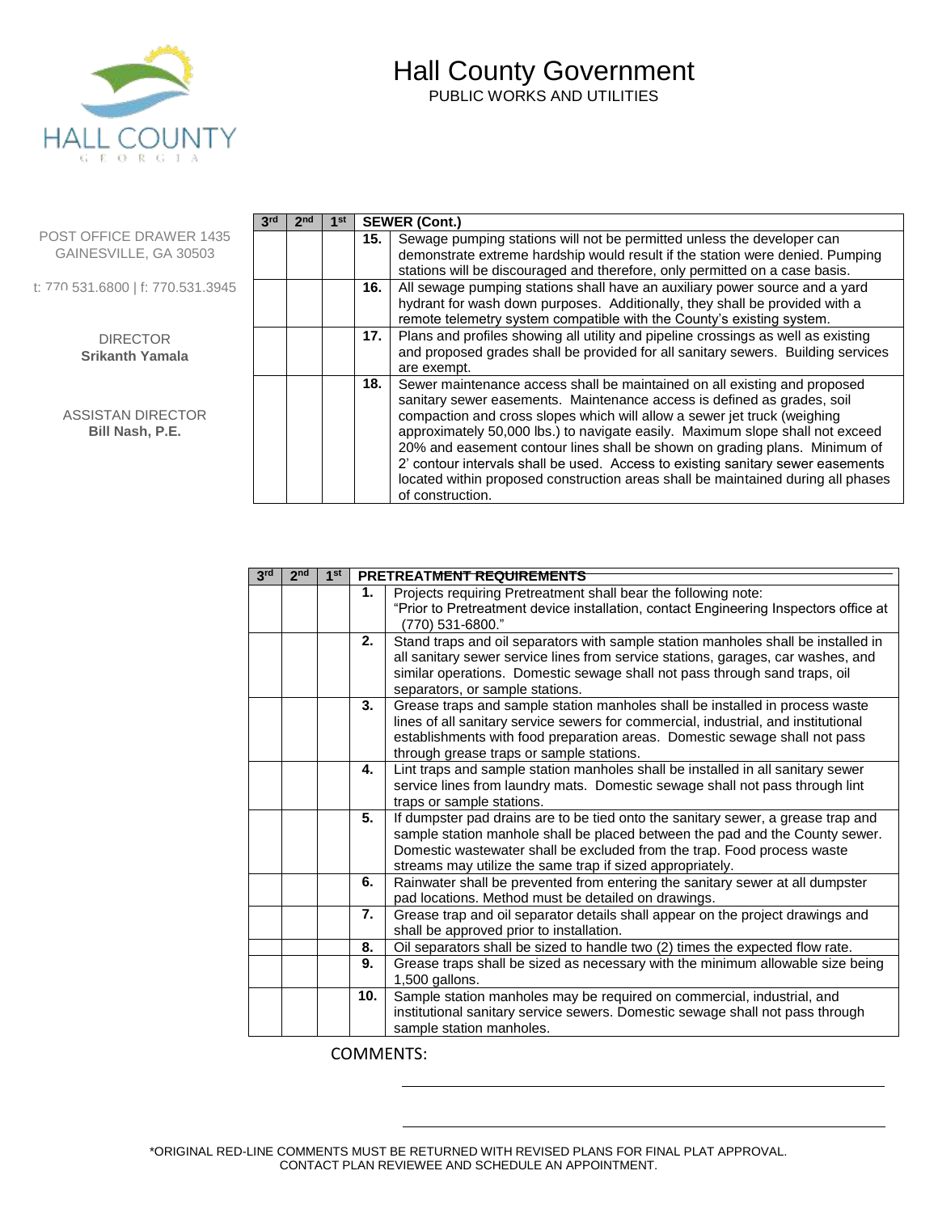# Hall County Government

PUBLIC WORKS AND UTILITIES

POST OFFICE DRAWER 1435
GAINESVILLE, GA 30503

t: 770 531.6800 | f: 770.531.3945

DIRECTOR
**Srikanth Yamala**

ASSISTAN DIRECTOR
**Bill Nash, P.E.**

| 3rd | 2nd | 1st | SEWER (Cont.) | |
|---|---|---|---|---|
| | | | **15.** | Sewage pumping stations will not be permitted unless the developer can demonstrate extreme hardship would result if the station were denied. Pumping stations will be discouraged and therefore, only permitted on a case basis. |
| | | | **16.** | All sewage pumping stations shall have an auxiliary power source and a yard hydrant for wash down purposes. Additionally, they shall be provided with a remote telemetry system compatible with the County's existing system. |
| | | | **17.** | Plans and profiles showing all utility and pipeline crossings as well as existing and proposed grades shall be provided for all sanitary sewers. Building services are exempt. |
| | | | **18.** | Sewer maintenance access shall be maintained on all existing and proposed sanitary sewer easements. Maintenance access is defined as grades, soil compaction and cross slopes which will allow a sewer jet truck (weighing approximately 50,000 lbs.) to navigate easily. Maximum slope shall not exceed 20% and easement contour lines shall be shown on grading plans. Minimum of 2' contour intervals shall be used. Access to existing sanitary sewer easements located within proposed construction areas shall be maintained during all phases of construction. |

| 3rd | 2nd | 1st | PRETREATMENT REQUIREMENTS | |
|---|---|---|---|---|
| | | | **1.** | Projects requiring Pretreatment shall bear the following note: "Prior to Pretreatment device installation, contact Engineering Inspectors office at (770) 531-6800." |
| | | | **2.** | Stand traps and oil separators with sample station manholes shall be installed in all sanitary sewer service lines from service stations, garages, car washes, and similar operations. Domestic sewage shall not pass through sand traps, oil separators, or sample stations. |
| | | | **3.** | Grease traps and sample station manholes shall be installed in process waste lines of all sanitary service sewers for commercial, industrial, and institutional establishments with food preparation areas. Domestic sewage shall not pass through grease traps or sample stations. |
| | | | **4.** | Lint traps and sample station manholes shall be installed in all sanitary sewer service lines from laundry mats. Domestic sewage shall not pass through lint traps or sample stations. |
| | | | **5.** | If dumpster pad drains are to be tied onto the sanitary sewer, a grease trap and sample station manhole shall be placed between the pad and the County sewer. Domestic wastewater shall be excluded from the trap. Food process waste streams may utilize the same trap if sized appropriately. |
| | | | **6.** | Rainwater shall be prevented from entering the sanitary sewer at all dumpster pad locations. Method must be detailed on drawings. |
| | | | **7.** | Grease trap and oil separator details shall appear on the project drawings and shall be approved prior to installation. |
| | | | **8.** | Oil separators shall be sized to handle two (2) times the expected flow rate. |
| | | | **9.** | Grease traps shall be sized as necessary with the minimum allowable size being 1,500 gallons. |
| | | | **10.** | Sample station manholes may be required on commercial, industrial, and institutional sanitary service sewers. Domestic sewage shall not pass through sample station manholes. |

COMMENTS: ______________________________

______________________________

*ORIGINAL RED-LINE COMMENTS MUST BE RETURNED WITH REVISED PLANS FOR FINAL PLAT APPROVAL.
CONTACT PLAN REVIEWEE AND SCHEDULE AN APPOINTMENT.